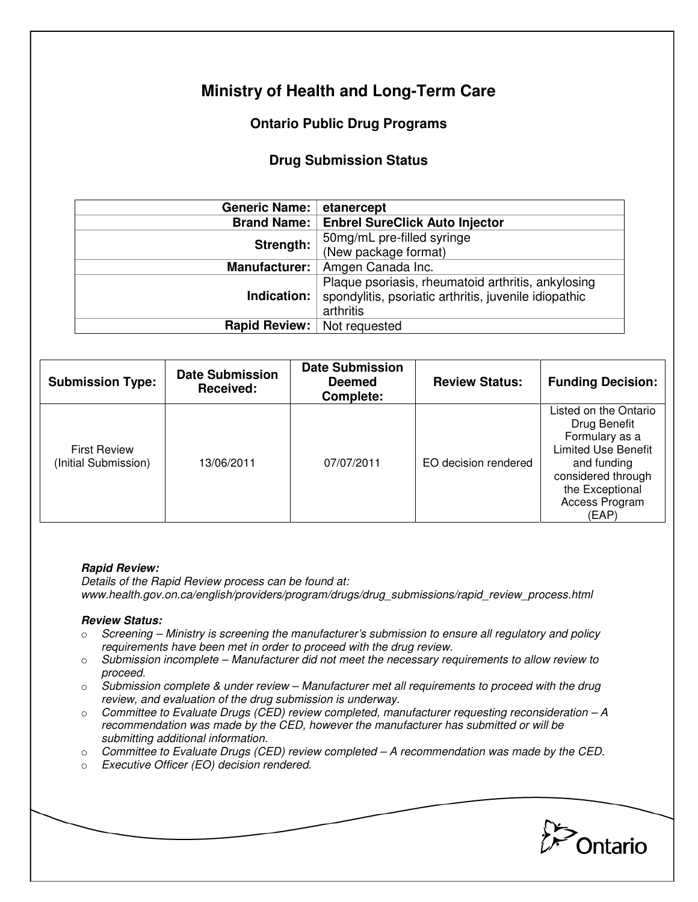# Ministry of Health and Long-Term Care

## Ontario Public Drug Programs

### Drug Submission Status

| | |
|---:|---|
| **Generic Name:** | **etanercept** |
| **Brand Name:** | **Enbrel SureClick Auto Injector** |
| **Strength:** | 50mg/mL pre-filled syringe (New package format) |
| **Manufacturer:** | Amgen Canada Inc. |
| **Indication:** | Plaque psoriasis, rheumatoid arthritis, ankylosing spondylitis, psoriatic arthritis, juvenile idiopathic arthritis |
| **Rapid Review:** | Not requested |

| Submission Type: | Date Submission Received: | Date Submission Deemed Complete: | Review Status: | Funding Decision: |
|---|---|---|---|---|
| First Review (Initial Submission) | 13/06/2011 | 07/07/2011 | EO decision rendered | Listed on the Ontario Drug Benefit Formulary as a Limited Use Benefit and funding considered through the Exceptional Access Program (EAP) |

***Rapid Review:***

*Details of the Rapid Review process can be found at:*
*www.health.gov.on.ca/english/providers/program/drugs/drug_submissions/rapid_review_process.html*

***Review Status:***

- *Screening – Ministry is screening the manufacturer's submission to ensure all regulatory and policy requirements have been met in order to proceed with the drug review.*
- *Submission incomplete – Manufacturer did not meet the necessary requirements to allow review to proceed.*
- *Submission complete & under review – Manufacturer met all requirements to proceed with the drug review, and evaluation of the drug submission is underway.*
- *Committee to Evaluate Drugs (CED) review completed, manufacturer requesting reconsideration – A recommendation was made by the CED, however the manufacturer has submitted or will be submitting additional information.*
- *Committee to Evaluate Drugs (CED) review completed – A recommendation was made by the CED.*
- *Executive Officer (EO) decision rendered.*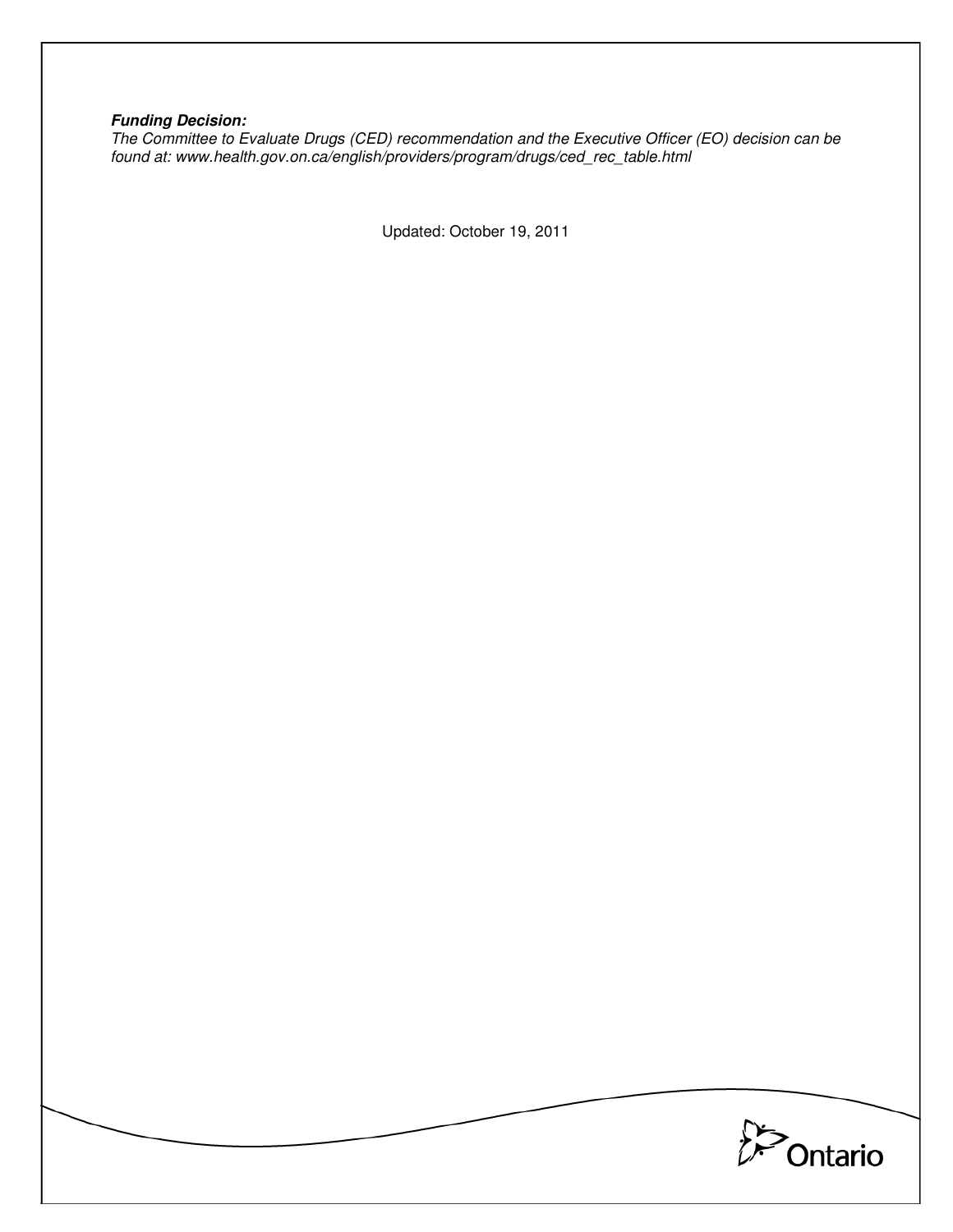***Funding Decision:***

*The Committee to Evaluate Drugs (CED) recommendation and the Executive Officer (EO) decision can be found at: www.health.gov.on.ca/english/providers/program/drugs/ced_rec_table.html*

Updated: October 19, 2011